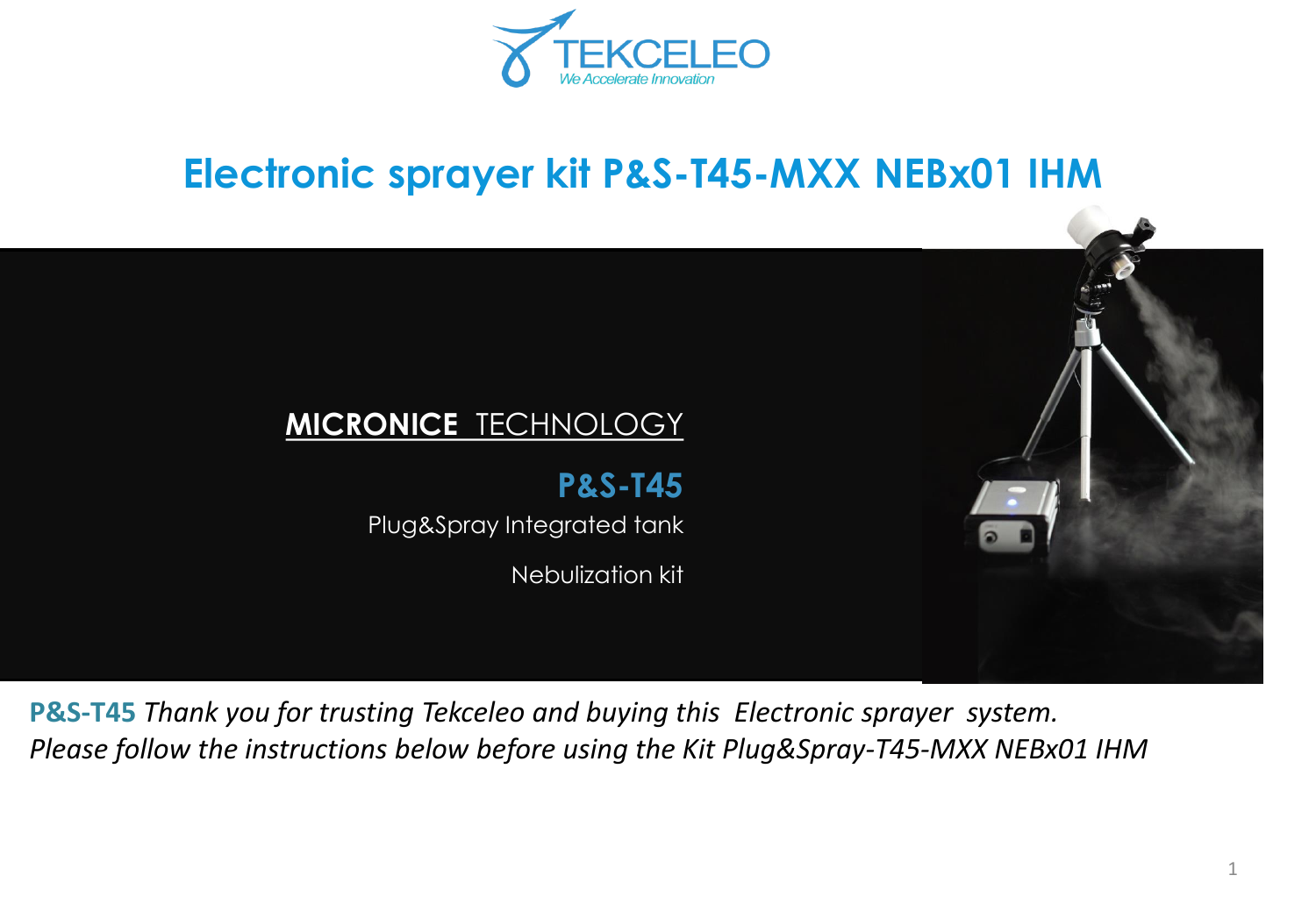TEKCELEO
*We Accelerate Innovation*

# Electronic sprayer kit P&S-T45-MXX NEBx01 IHM

**MICRONICE** TECHNOLOGY

**P&S-T45**

Plug&Spray Integrated tank

Nebulization kit

**P&S-T45** *Thank you for trusting Tekceleo and buying this Electronic sprayer system. Please follow the instructions below before using the Kit Plug&Spray-T45-MXX NEBx01 IHM*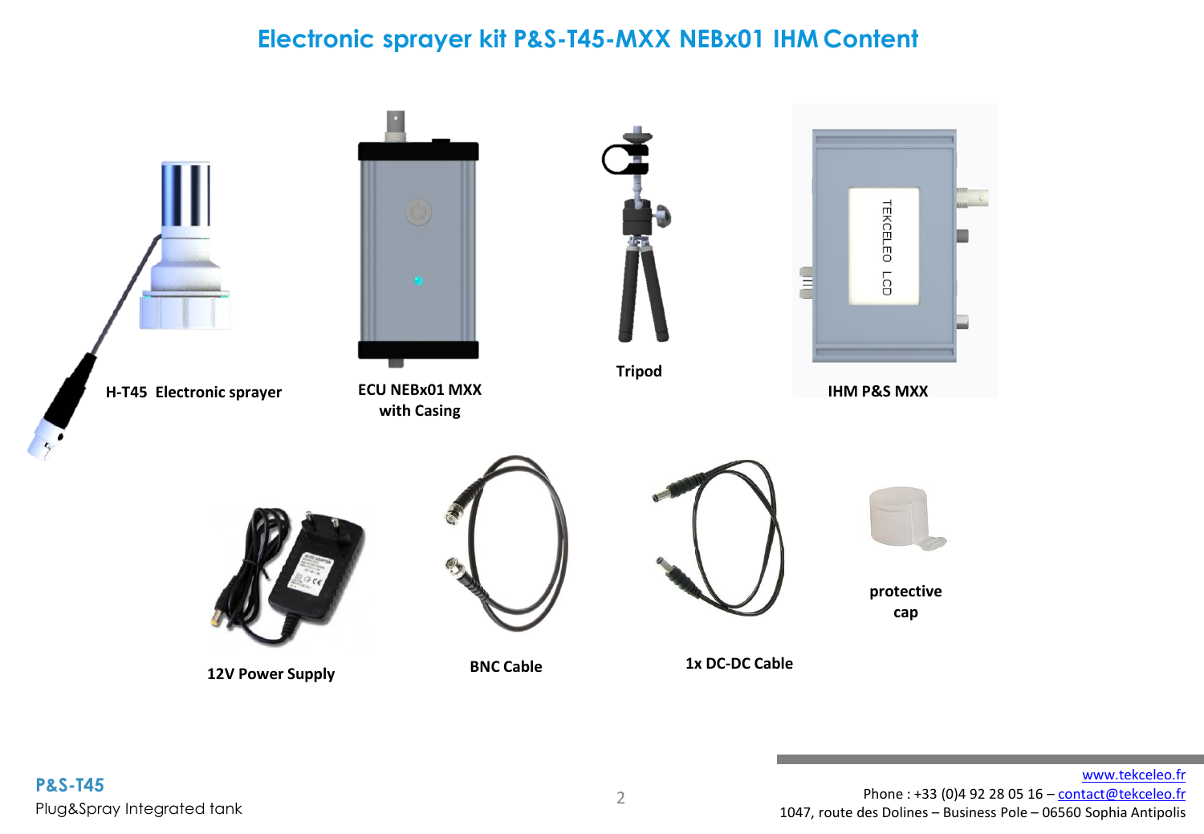# Electronic sprayer kit P&S-T45-MXX NEBx01 IHM Content

**H-T45 Electronic sprayer**

**ECU NEBx01 MXX with Casing**

**Tripod**

**IHM P&S MXX**

**12V Power Supply**

**BNC Cable**

**1x DC-DC Cable**

**protective cap**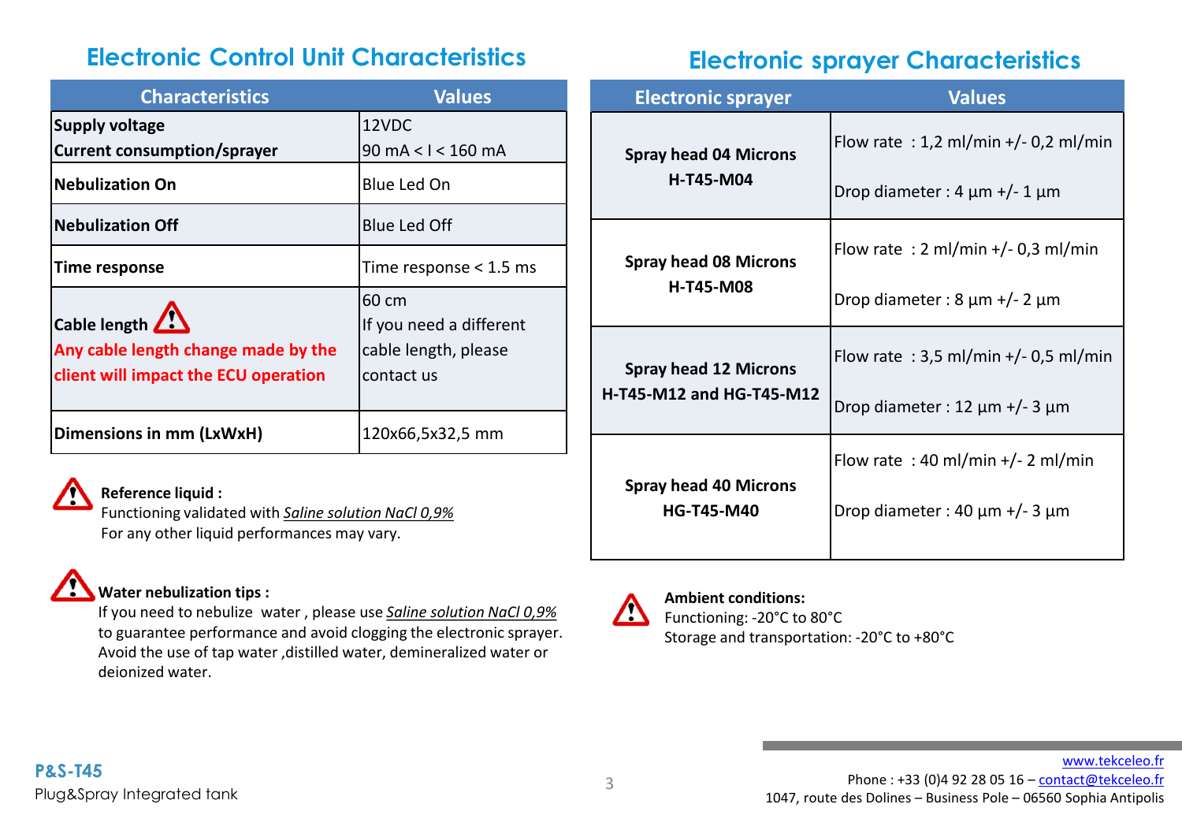## Electronic Control Unit Characteristics

| Characteristics | Values |
|---|---|
| **Supply voltage**<br>**Current consumption/sprayer** | 12VDC<br>90 mA < I < 160 mA |
| **Nebulization On** | Blue Led On |
| **Nebulization Off** | Blue Led Off |
| **Time response** | Time response < 1.5 ms |
| **Cable length**<br>**Any cable length change made by the client will impact the ECU operation** | 60 cm<br>If you need a different cable length, please contact us |
| **Dimensions in mm (LxWxH)** | 120x66,5x32,5 mm |

**Reference liquid :**
Functioning validated with *Saline solution NaCl 0,9%*
For any other liquid performances may vary.

**Water nebulization tips :**
If you need to nebulize water , please use *Saline solution NaCl 0,9%* to guarantee performance and avoid clogging the electronic sprayer. Avoid the use of tap water ,distilled water, demineralized water or deionized water.

## Electronic sprayer Characteristics

| Electronic sprayer | Values |
|---|---|
| **Spray head 04 Microns**<br>**H-T45-M04** | Flow rate : 1,2 ml/min +/- 0,2 ml/min<br>Drop diameter : 4 µm +/- 1 µm |
| **Spray head 08 Microns**<br>**H-T45-M08** | Flow rate : 2 ml/min +/- 0,3 ml/min<br>Drop diameter : 8 µm +/- 2 µm |
| **Spray head 12 Microns**<br>**H-T45-M12 and HG-T45-M12** | Flow rate : 3,5 ml/min +/- 0,5 ml/min<br>Drop diameter : 12 µm +/- 3 µm |
| **Spray head 40 Microns**<br>**HG-T45-M40** | Flow rate : 40 ml/min +/- 2 ml/min<br>Drop diameter : 40 µm +/- 3 µm |

**Ambient conditions:**
Functioning: -20°C to 80°C
Storage and transportation: -20°C to +80°C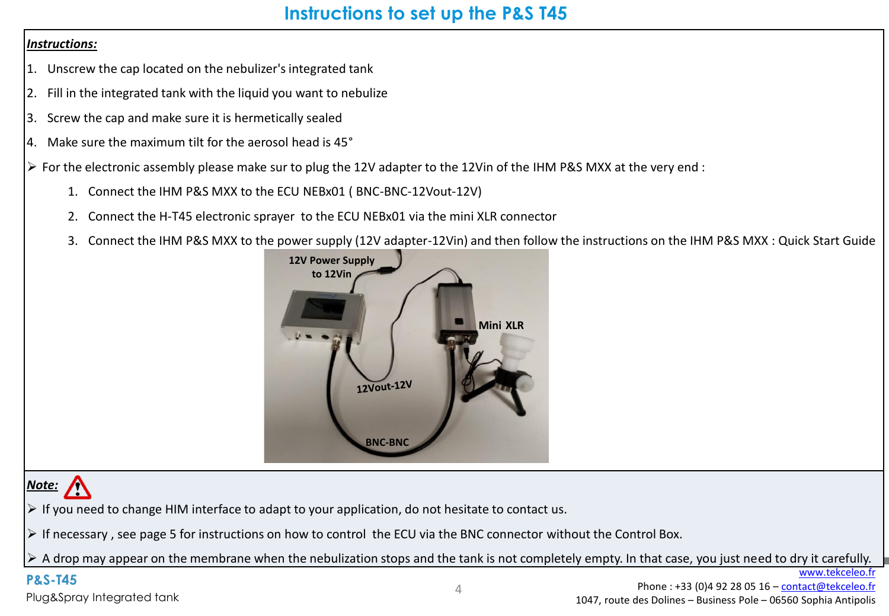# Instructions to set up the P&S T45

***Instructions:***

1. Unscrew the cap located on the nebulizer's integrated tank
2. Fill in the integrated tank with the liquid you want to nebulize
3. Screw the cap and make sure it is hermetically sealed
4. Make sure the maximum tilt for the aerosol head is 45°

- For the electronic assembly please make sur to plug the 12V adapter to the 12Vin of the IHM P&S MXX at the very end :
    1. Connect the IHM P&S MXX to the ECU NEBx01 ( BNC-BNC-12Vout-12V)
    2. Connect the H-T45 electronic sprayer to the ECU NEBx01 via the mini XLR connector
    3. Connect the IHM P&S MXX to the power supply (12V adapter-12Vin) and then follow the instructions on the IHM P&S MXX : Quick Start Guide

12V Power Supply to 12Vin

Mini XLR

12Vout-12V

BNC-BNC

***Note:***

- If you need to change HIM interface to adapt to your application, do not hesitate to contact us.
- If necessary , see page 5 for instructions on how to control the ECU via the BNC connector without the Control Box.
- A drop may appear on the membrane when the nebulization stops and the tank is not completely empty. In that case, you just need to dry it carefully.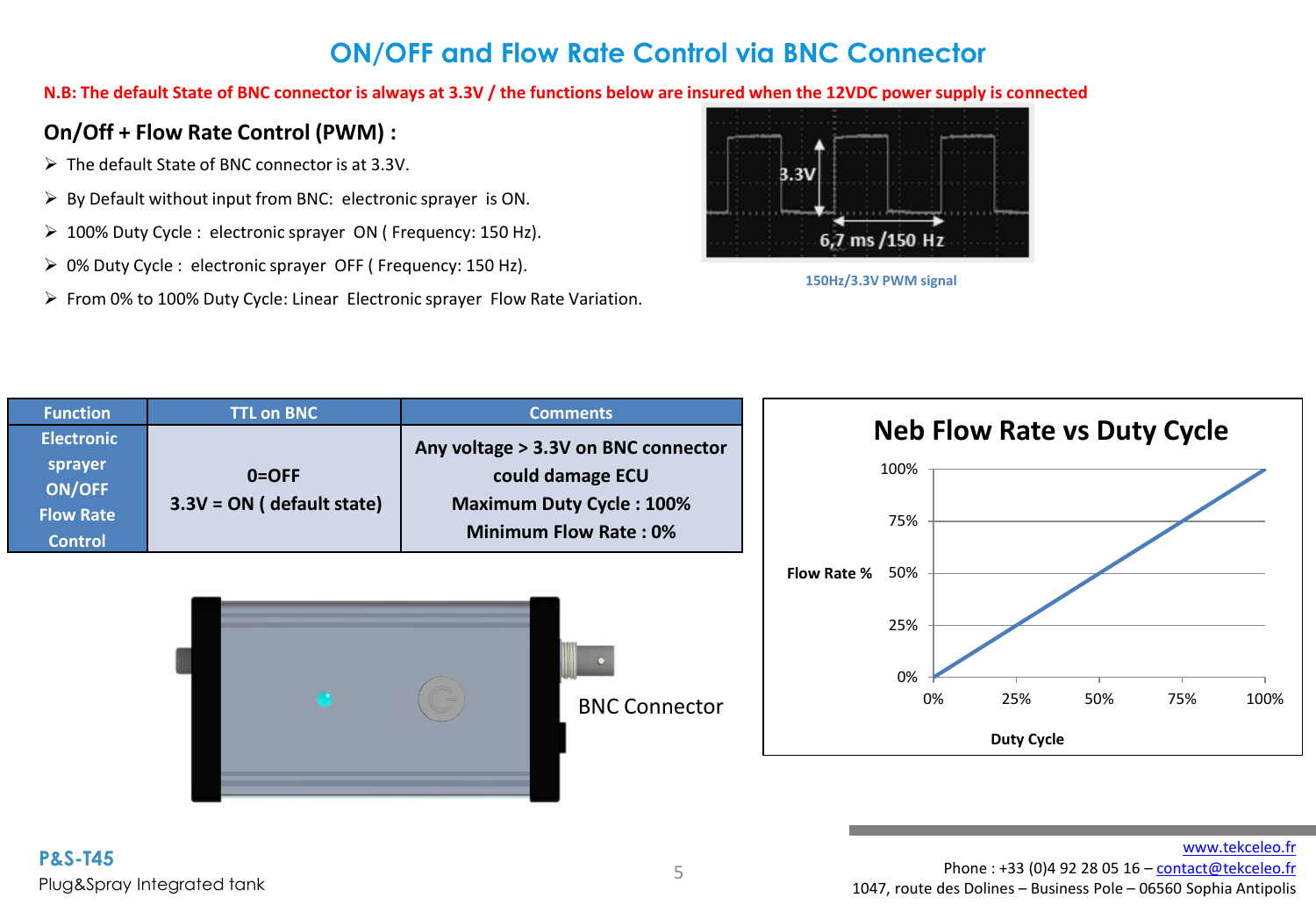# ON/OFF and Flow Rate Control via BNC Connector

**N.B: The default State of BNC connector is always at 3.3V / the functions below are insured when the 12VDC power supply is connected**

## On/Off + Flow Rate Control (PWM) :

- The default State of BNC connector is at 3.3V.
- By Default without input from BNC: electronic sprayer is ON.
- 100% Duty Cycle : electronic sprayer ON ( Frequency: 150 Hz).
- 0% Duty Cycle : electronic sprayer OFF ( Frequency: 150 Hz).
- From 0% to 100% Duty Cycle: Linear Electronic sprayer Flow Rate Variation.

150Hz/3.3V PWM signal

| Function | TTL on BNC | Comments |
|---|---|---|
| Electronic sprayer ON/OFF Flow Rate Control | 0=OFF<br>3.3V = ON ( default state) | Any voltage > 3.3V on BNC connector could damage ECU<br>Maximum Duty Cycle : 100%<br>Minimum Flow Rate : 0% |

BNC Connector

**Neb Flow Rate vs Duty Cycle**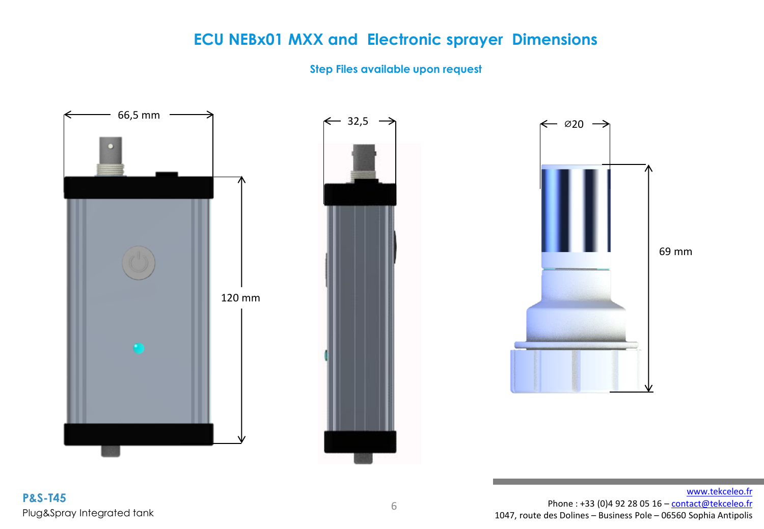# ECU NEBx01 MXX and Electronic sprayer Dimensions

**Step Files available upon request**

66,5 mm

120 mm

32,5

⌀20

69 mm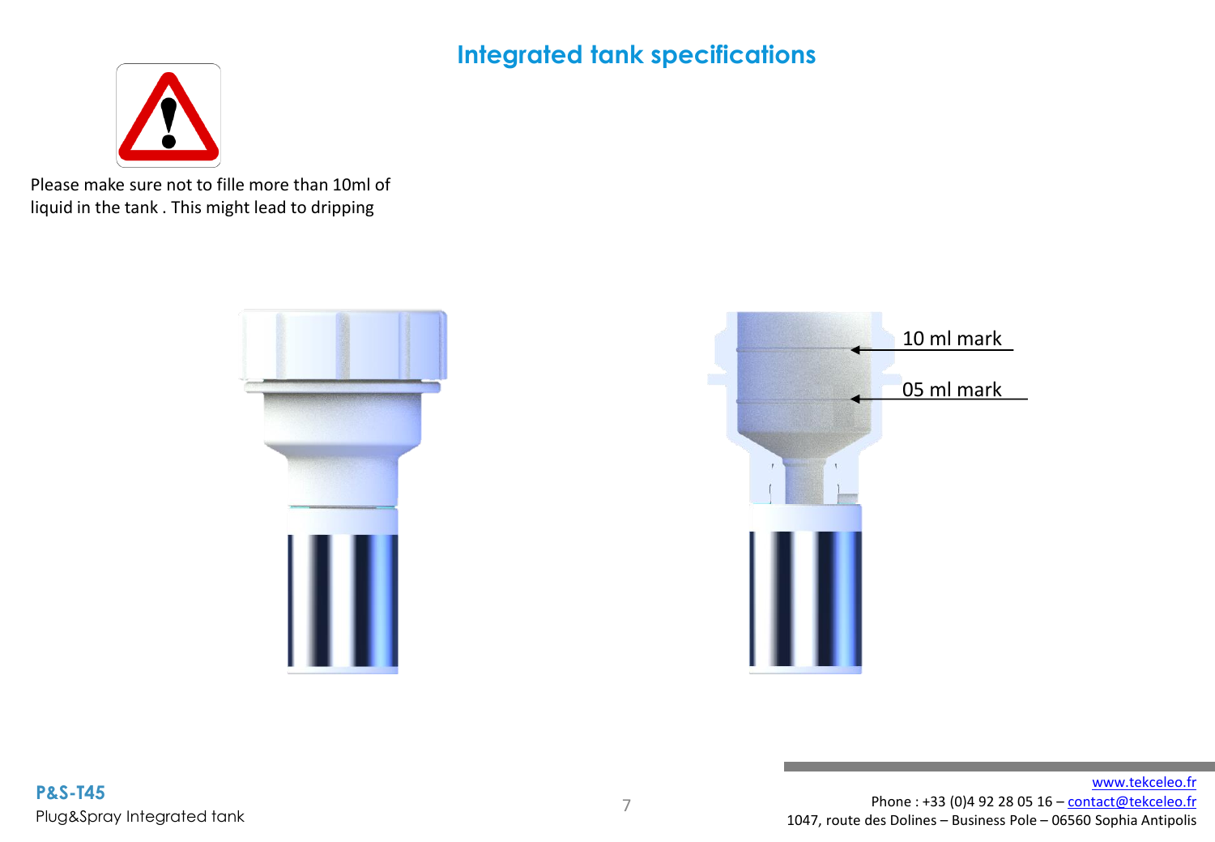# Integrated tank specifications

Please make sure not to fille more than 10ml of liquid in the tank . This might lead to dripping

10 ml mark

05 ml mark

**P&S-T45**
Plug&Spray Integrated tank

www.tekceleo.fr
Phone : +33 (0)4 92 28 05 16 – contact@tekceleo.fr
1047, route des Dolines – Business Pole – 06560 Sophia Antipolis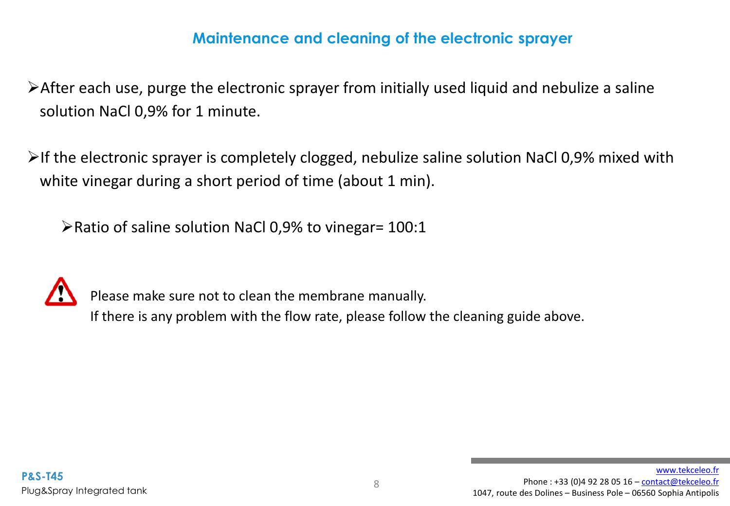## Maintenance and cleaning of the electronic sprayer

- After each use, purge the electronic sprayer from initially used liquid and nebulize a saline solution NaCl 0,9% for 1 minute.

- If the electronic sprayer is completely clogged, nebulize saline solution NaCl 0,9% mixed with white vinegar during a short period of time (about 1 min).

  - Ratio of saline solution NaCl 0,9% to vinegar= 100:1

⚠ Please make sure not to clean the membrane manually.
If there is any problem with the flow rate, please follow the cleaning guide above.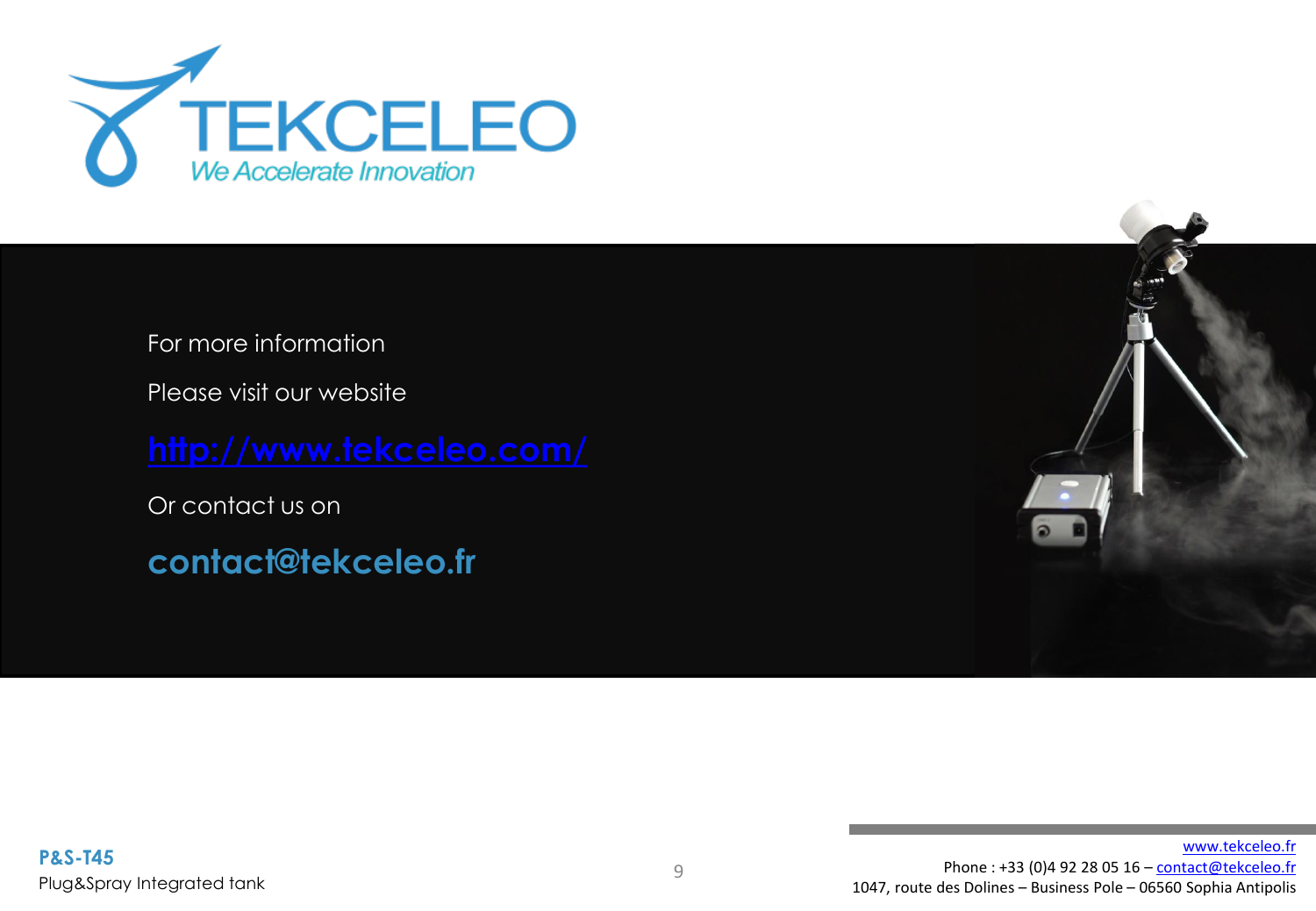For more information

Please visit our website

http://www.tekceleo.com/

Or contact us on

**contact@tekceleo.fr**